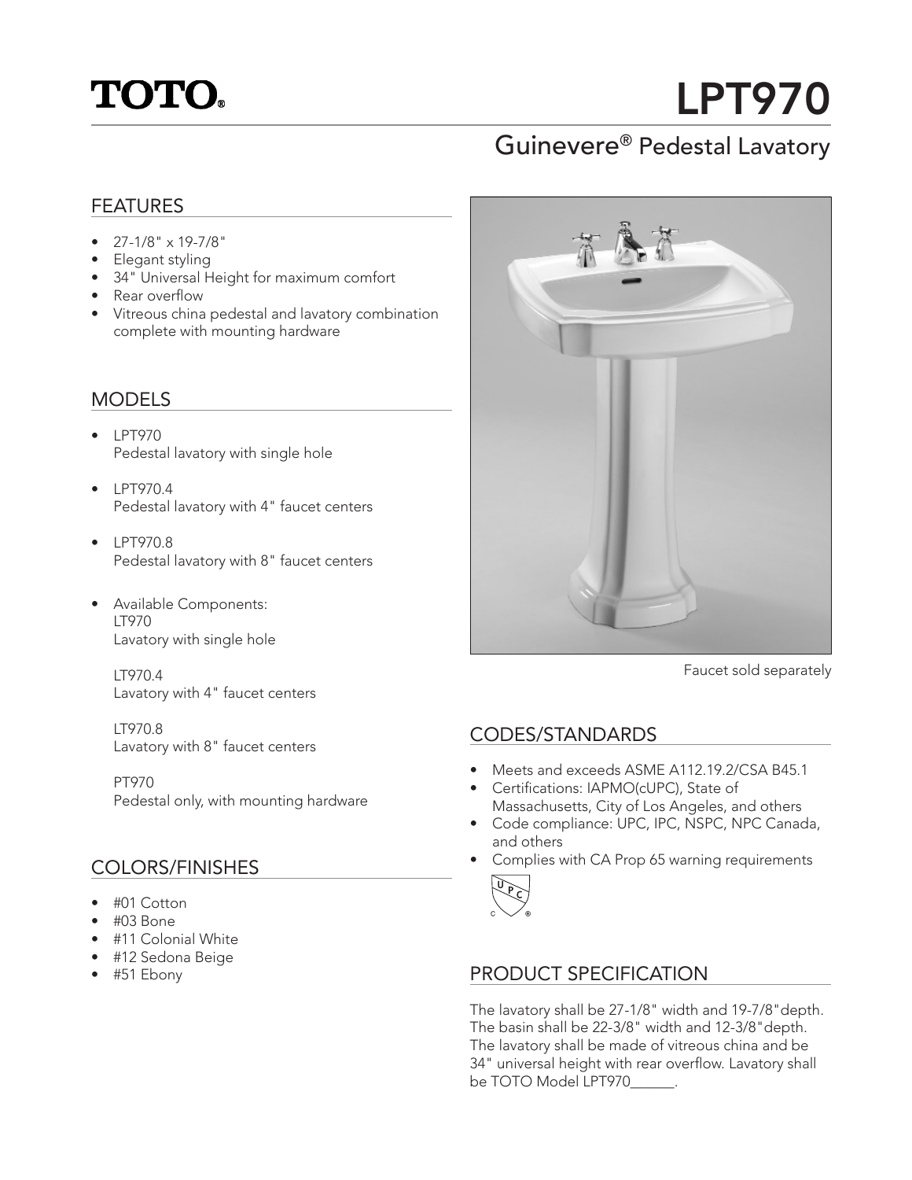# TOTO®

# LPT970

## Guinevere® Pedestal Lavatory

## FEATURES

- 27-1/8" x 19-7/8"
- Elegant styling
- 34" Universal Height for maximum comfort
- Rear overflow
- Vitreous china pedestal and lavatory combination complete with mounting hardware

## MODELS

- LPT970
  Pedestal lavatory with single hole
- LPT970.4
  Pedestal lavatory with 4" faucet centers
- LPT970.8
  Pedestal lavatory with 8" faucet centers
- Available Components:
  LT970
  Lavatory with single hole

  LT970.4
  Lavatory with 4" faucet centers

  LT970.8
  Lavatory with 8" faucet centers

  PT970
  Pedestal only, with mounting hardware

## COLORS/FINISHES

- #01 Cotton
- #03 Bone
- #11 Colonial White
- #12 Sedona Beige
- #51 Ebony

Faucet sold separately

## CODES/STANDARDS

- Meets and exceeds ASME A112.19.2/CSA B45.1
- Certifications: IAPMO(cUPC), State of Massachusetts, City of Los Angeles, and others
- Code compliance: UPC, IPC, NSPC, NPC Canada, and others
- Complies with CA Prop 65 warning requirements

## PRODUCT SPECIFICATION

The lavatory shall be 27-1/8" width and 19-7/8"depth. The basin shall be 22-3/8" width and 12-3/8"depth. The lavatory shall be made of vitreous china and be 34" universal height with rear overflow. Lavatory shall be TOTO Model LPT970______.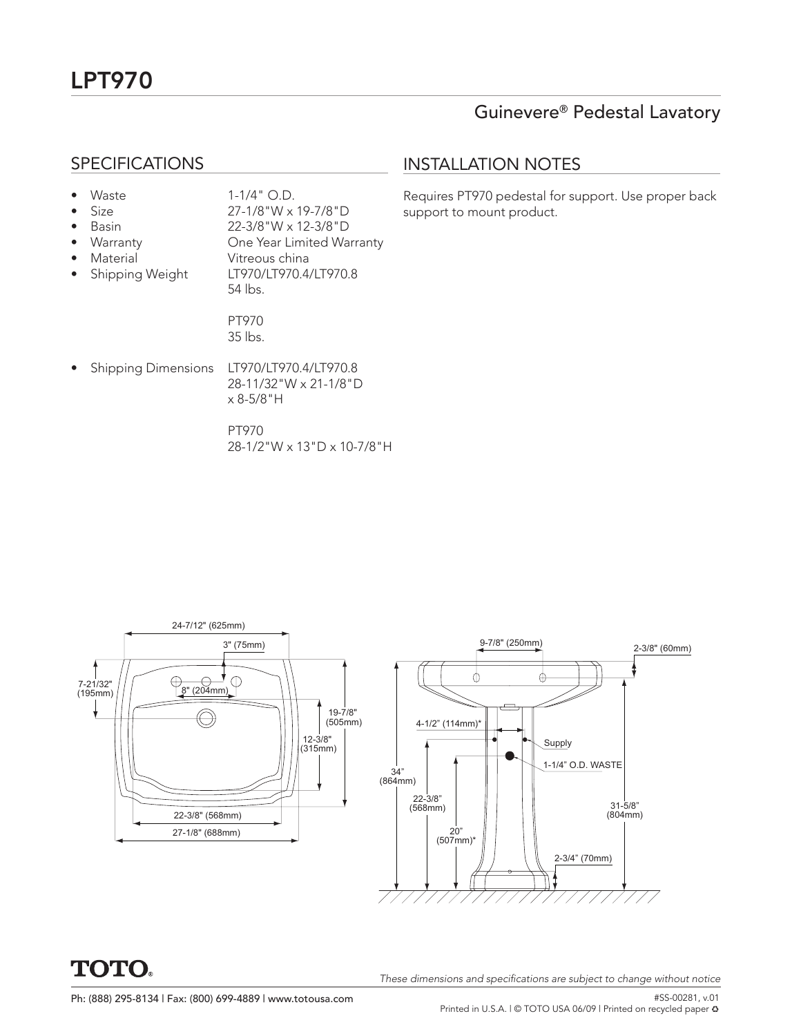# LPT970

## Guinevere® Pedestal Lavatory

## SPECIFICATIONS

- Waste — 1-1/4" O.D.
- Size — 27-1/8"W x 19-7/8"D
- Basin — 22-3/8"W x 12-3/8"D
- Warranty — One Year Limited Warranty
- Material — Vitreous china
- Shipping Weight — LT970/LT970.4/LT970.8
  54 lbs.

  PT970
  35 lbs.

- Shipping Dimensions — LT970/LT970.4/LT970.8
  28-11/32"W x 21-1/8"D x 8-5/8"H

  PT970
  28-1/2"W x 13"D x 10-7/8"H

## INSTALLATION NOTES

Requires PT970 pedestal for support. Use proper back support to mount product.

24-7/12" (625mm)
3" (75mm)
7-21/32" (195mm)
8" (204mm)
19-7/8" (505mm)
12-3/8" (315mm)
22-3/8" (568mm)
27-1/8" (688mm)

9-7/8" (250mm)
2-3/8" (60mm)
4-1/2" (114mm)*
Supply
1-1/4" O.D. WASTE
34" (864mm)
22-3/8" (568mm)
20" (507mm)*
31-5/8" (804mm)
2-3/4" (70mm)

*These dimensions and specifications are subject to change without notice*

TOTO

Ph: (888) 295-8134 | Fax: (800) 699-4889 | www.totousa.com

#SS-00281, v.01
Printed in U.S.A. | © TOTO USA 06/09 | Printed on recycled paper